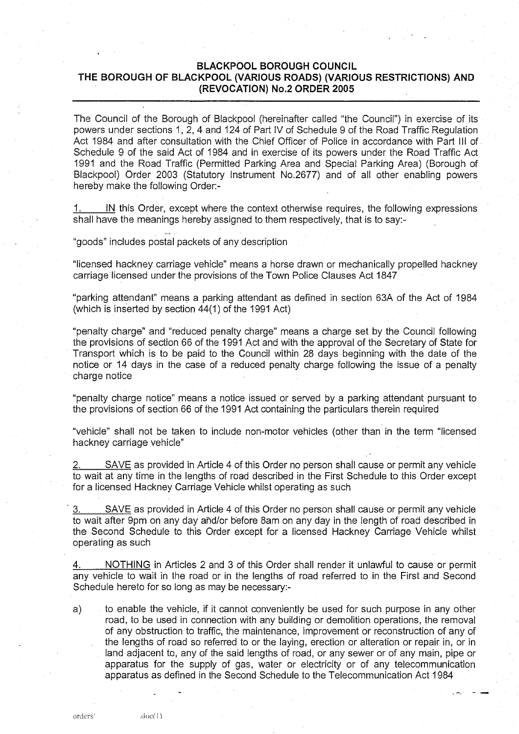# BLACKPOOL BOROUGH COUNCIL
## THE BOROUGH OF BLACKPOOL (VARIOUS ROADS) (VARIOUS RESTRICTIONS) AND (REVOCATION) No.2 ORDER 2005

The Council of the Borough of Blackpool (hereinafter called "the Council") in exercise of its powers under sections 1, 2, 4 and 124 of Part IV of Schedule 9 of the Road Traffic Regulation Act 1984 and after consultation with the Chief Officer of Police in accordance with Part III of Schedule 9 of the said Act of 1984 and in exercise of its powers under the Road Traffic Act 1991 and the Road Traffic (Permitted Parking Area and Special Parking Area) (Borough of Blackpool) Order 2003 (Statutory Instrument No.2677) and of all other enabling powers hereby make the following Order:-

1. IN this Order, except where the context otherwise requires, the following expressions shall have the meanings hereby assigned to them respectively, that is to say:-

"goods" includes postal packets of any description

"licensed hackney carriage vehicle" means a horse drawn or mechanically propelled hackney carriage licensed under the provisions of the Town Police Clauses Act 1847

"parking attendant" means a parking attendant as defined in section 63A of the Act of 1984 (which is inserted by section 44(1) of the 1991 Act)

"penalty charge" and "reduced penalty charge" means a charge set by the Council following the provisions of section 66 of the 1991 Act and with the approval of the Secretary of State for Transport which is to be paid to the Council within 28 days beginning with the date of the notice or 14 days in the case of a reduced penalty charge following the issue of a penalty charge notice

"penalty charge notice" means a notice issued or served by a parking attendant pursuant to the provisions of section 66 of the 1991 Act containing the particulars therein required

"vehicle" shall not be taken to include non-motor vehicles (other than in the term "licensed hackney carriage vehicle"

2. SAVE as provided in Article 4 of this Order no person shall cause or permit any vehicle to wait at any time in the lengths of road described in the First Schedule to this Order except for a licensed Hackney Carriage Vehicle whilst operating as such

3. SAVE as provided in Article 4 of this Order no person shall cause or permit any vehicle to wait after 9pm on any day and/or before 8am on any day in the length of road described in the Second Schedule to this Order except for a licensed Hackney Carriage Vehicle whilst operating as such

4. NOTHING in Articles 2 and 3 of this Order shall render it unlawful to cause or permit any vehicle to wait in the road or in the lengths of road referred to in the First and Second Schedule hereto for so long as may be necessary:-

a) to enable the vehicle, if it cannot conveniently be used for such purpose in any other road, to be used in connection with any building or demolition operations, the removal of any obstruction to traffic, the maintenance, improvement or reconstruction of any of the lengths of road so referred to or the laying, erection or alteration or repair in, or in land adjacent to, any of the said lengths of road, or any sewer or of any main, pipe or apparatus for the supply of gas, water or electricity or of any telecommunication apparatus as defined in the Second Schedule to the Telecommunication Act 1984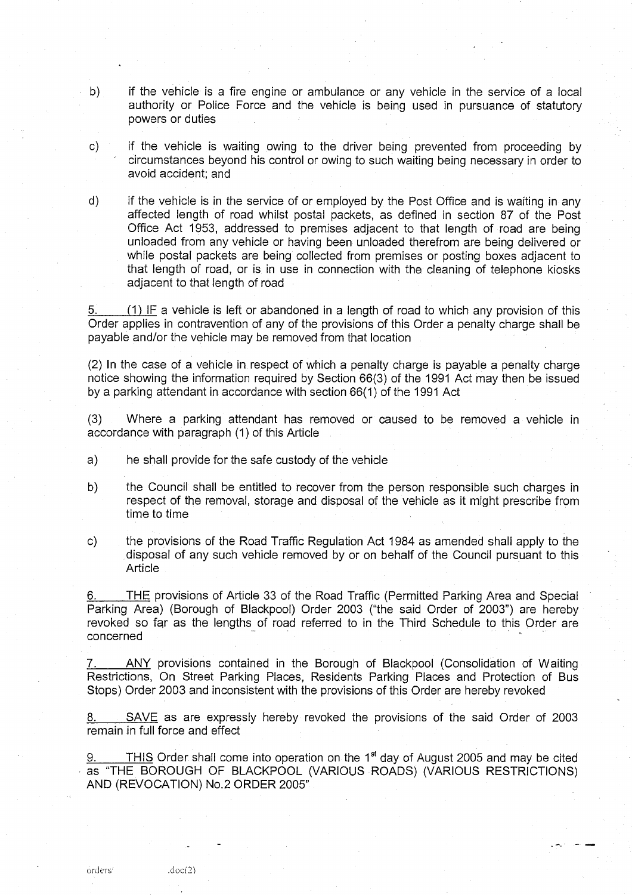b) if the vehicle is a fire engine or ambulance or any vehicle in the service of a local authority or Police Force and the vehicle is being used in pursuance of statutory powers or duties

c) if the vehicle is waiting owing to the driver being prevented from proceeding by circumstances beyond his control or owing to such waiting being necessary in order to avoid accident; and

d) if the vehicle is in the service of or employed by the Post Office and is waiting in any affected length of road whilst postal packets, as defined in section 87 of the Post Office Act 1953, addressed to premises adjacent to that length of road are being unloaded from any vehicle or having been unloaded therefrom are being delivered or while postal packets are being collected from premises or posting boxes adjacent to that length of road, or is in use in connection with the cleaning of telephone kiosks adjacent to that length of road

5. (1) IF a vehicle is left or abandoned in a length of road to which any provision of this Order applies in contravention of any of the provisions of this Order a penalty charge shall be payable and/or the vehicle may be removed from that location

(2) In the case of a vehicle in respect of which a penalty charge is payable a penalty charge notice showing the information required by Section 66(3) of the 1991 Act may then be issued by a parking attendant in accordance with section 66(1) of the 1991 Act

(3) Where a parking attendant has removed or caused to be removed a vehicle in accordance with paragraph (1) of this Article

a) he shall provide for the safe custody of the vehicle

b) the Council shall be entitled to recover from the person responsible such charges in respect of the removal, storage and disposal of the vehicle as it might prescribe from time to time

c) the provisions of the Road Traffic Regulation Act 1984 as amended shall apply to the disposal of any such vehicle removed by or on behalf of the Council pursuant to this Article

6. THE provisions of Article 33 of the Road Traffic (Permitted Parking Area and Special Parking Area) (Borough of Blackpool) Order 2003 ("the said Order of 2003") are hereby revoked so far as the lengths of road referred to in the Third Schedule to this Order are concerned

7. ANY provisions contained in the Borough of Blackpool (Consolidation of Waiting Restrictions, On Street Parking Places, Residents Parking Places and Protection of Bus Stops) Order 2003 and inconsistent with the provisions of this Order are hereby revoked

8. SAVE as are expressly hereby revoked the provisions of the said Order of 2003 remain in full force and effect

9. THIS Order shall come into operation on the 1st day of August 2005 and may be cited as "THE BOROUGH OF BLACKPOOL (VARIOUS ROADS) (VARIOUS RESTRICTIONS) AND (REVOCATION) No.2 ORDER 2005"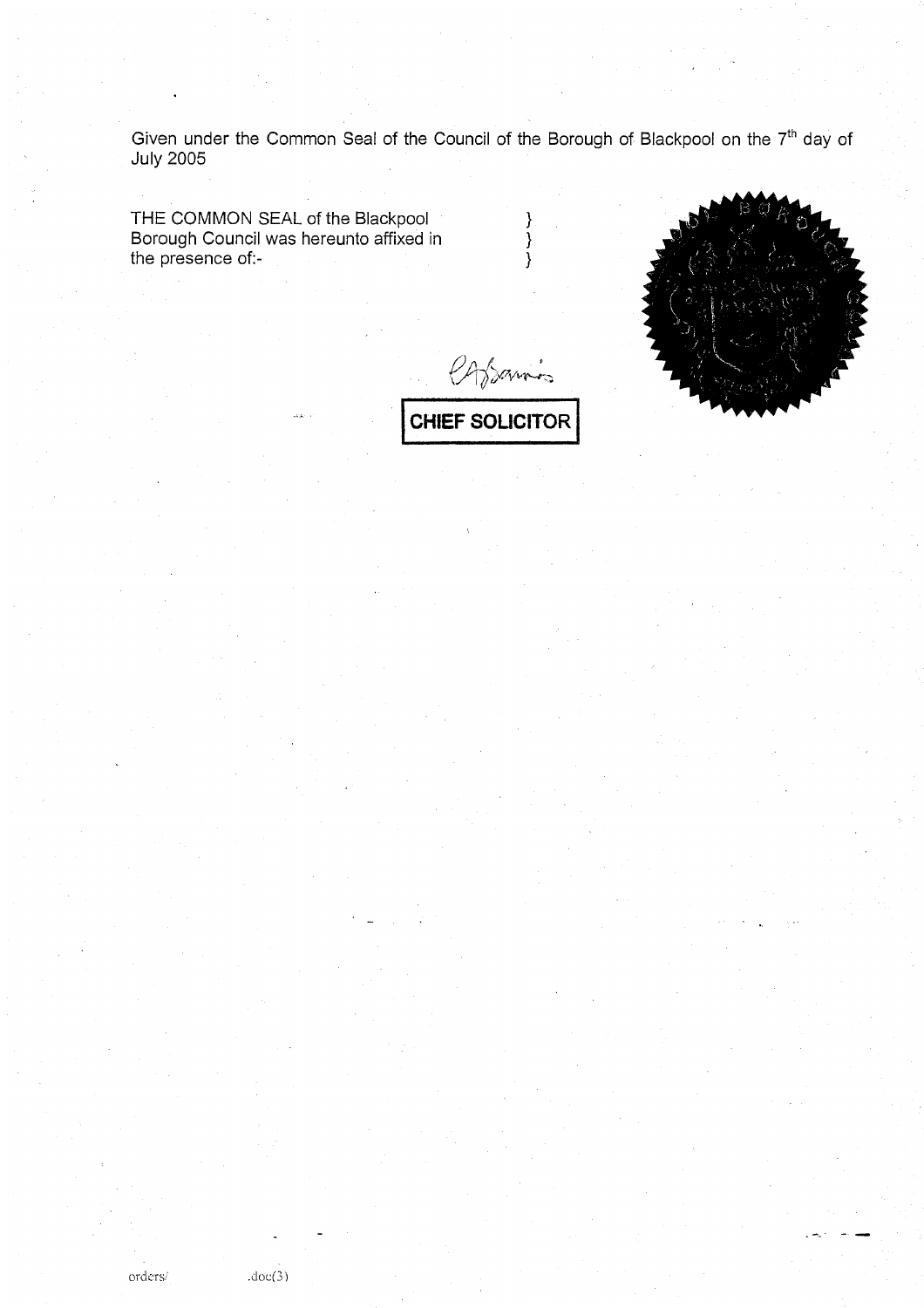Given under the Common Seal of the Council of the Borough of Blackpool on the 7th day of July 2005

THE COMMON SEAL of the Blackpool Borough Council was hereunto affixed in the presence of:- }

**CHIEF SOLICITOR**

orders/ .doc(3)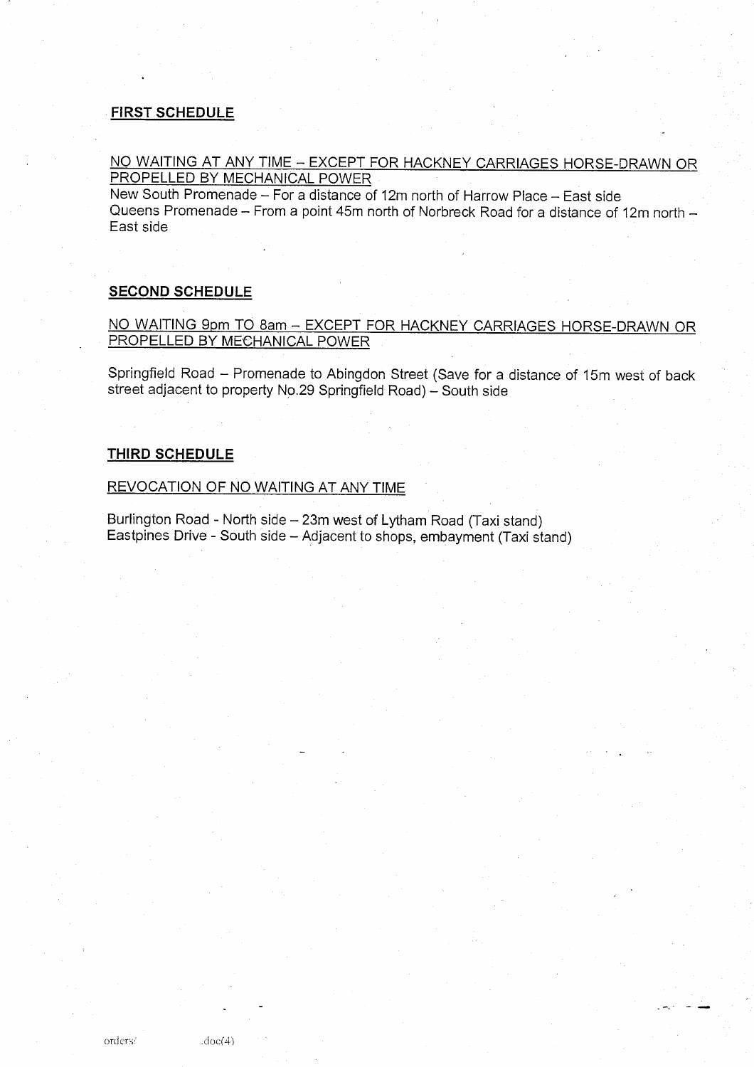## FIRST SCHEDULE

NO WAITING AT ANY TIME – EXCEPT FOR HACKNEY CARRIAGES HORSE-DRAWN OR PROPELLED BY MECHANICAL POWER

New South Promenade – For a distance of 12m north of Harrow Place – East side
Queens Promenade – From a point 45m north of Norbreck Road for a distance of 12m north – East side

## SECOND SCHEDULE

NO WAITING 9pm TO 8am – EXCEPT FOR HACKNEY CARRIAGES HORSE-DRAWN OR PROPELLED BY MECHANICAL POWER

Springfield Road – Promenade to Abingdon Street (Save for a distance of 15m west of back street adjacent to property No.29 Springfield Road) – South side

## THIRD SCHEDULE

REVOCATION OF NO WAITING AT ANY TIME

Burlington Road - North side – 23m west of Lytham Road (Taxi stand)
Eastpines Drive - South side – Adjacent to shops, embayment (Taxi stand)

orders/ .doc(4)